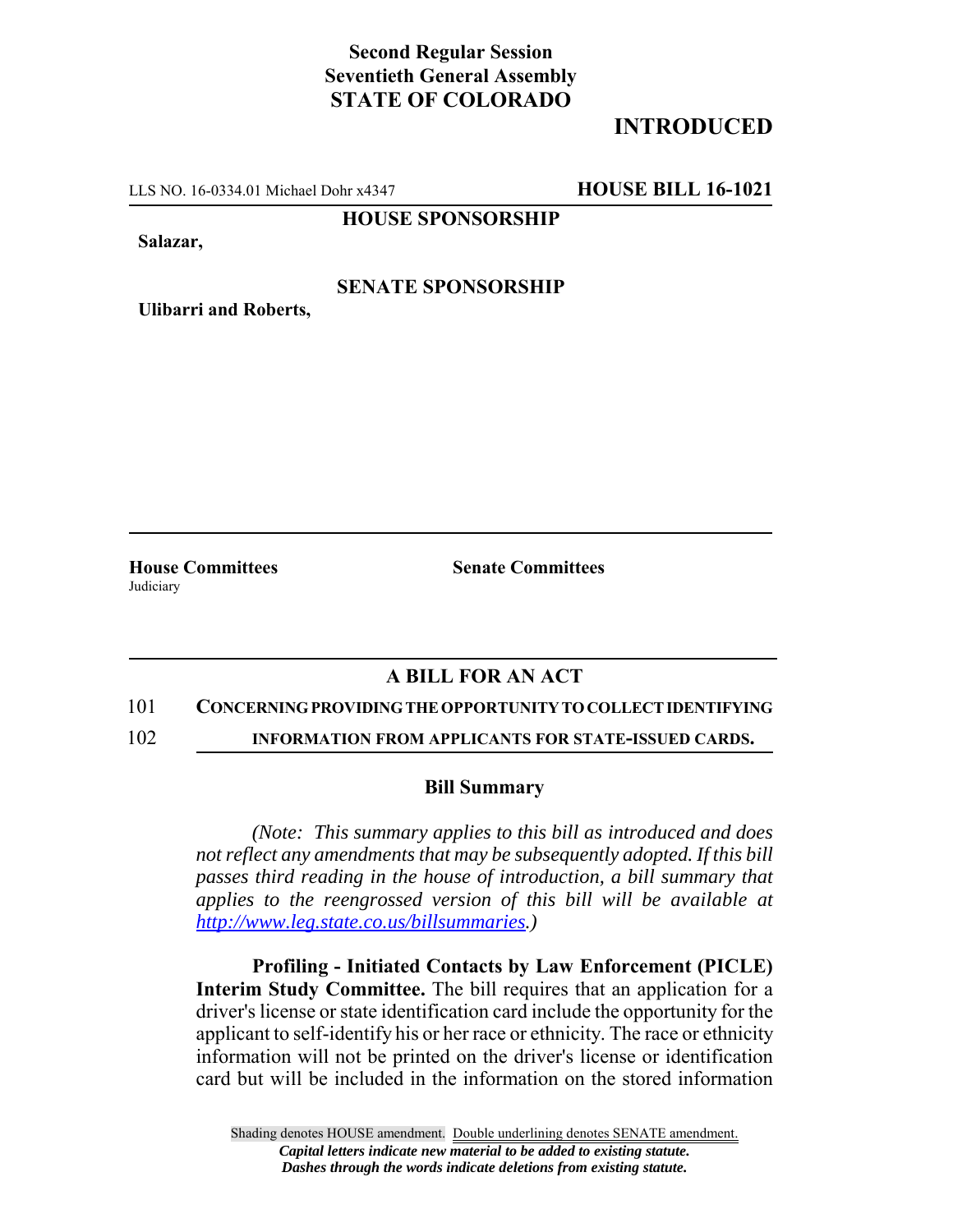**Second Regular Session**
**Seventieth General Assembly**
**STATE OF COLORADO**

**INTRODUCED**

LLS NO. 16-0334.01 Michael Dohr x4347 **HOUSE BILL 16-1021**

**HOUSE SPONSORSHIP**

**Salazar,**

**SENATE SPONSORSHIP**

**Ulibarri and Roberts,**

**House Committees**
Judiciary

**Senate Committees**

## A BILL FOR AN ACT

101 **CONCERNING PROVIDING THE OPPORTUNITY TO COLLECT IDENTIFYING**

102 **INFORMATION FROM APPLICANTS FOR STATE-ISSUED CARDS.**

### Bill Summary

*(Note: This summary applies to this bill as introduced and does not reflect any amendments that may be subsequently adopted. If this bill passes third reading in the house of introduction, a bill summary that applies to the reengrossed version of this bill will be available at http://www.leg.state.co.us/billsummaries.)*

**Profiling - Initiated Contacts by Law Enforcement (PICLE) Interim Study Committee.** The bill requires that an application for a driver's license or state identification card include the opportunity for the applicant to self-identify his or her race or ethnicity. The race or ethnicity information will not be printed on the driver's license or identification card but will be included in the information on the stored information

Shading denotes HOUSE amendment. Double underlining denotes SENATE amendment.
*Capital letters indicate new material to be added to existing statute.*
*Dashes through the words indicate deletions from existing statute.*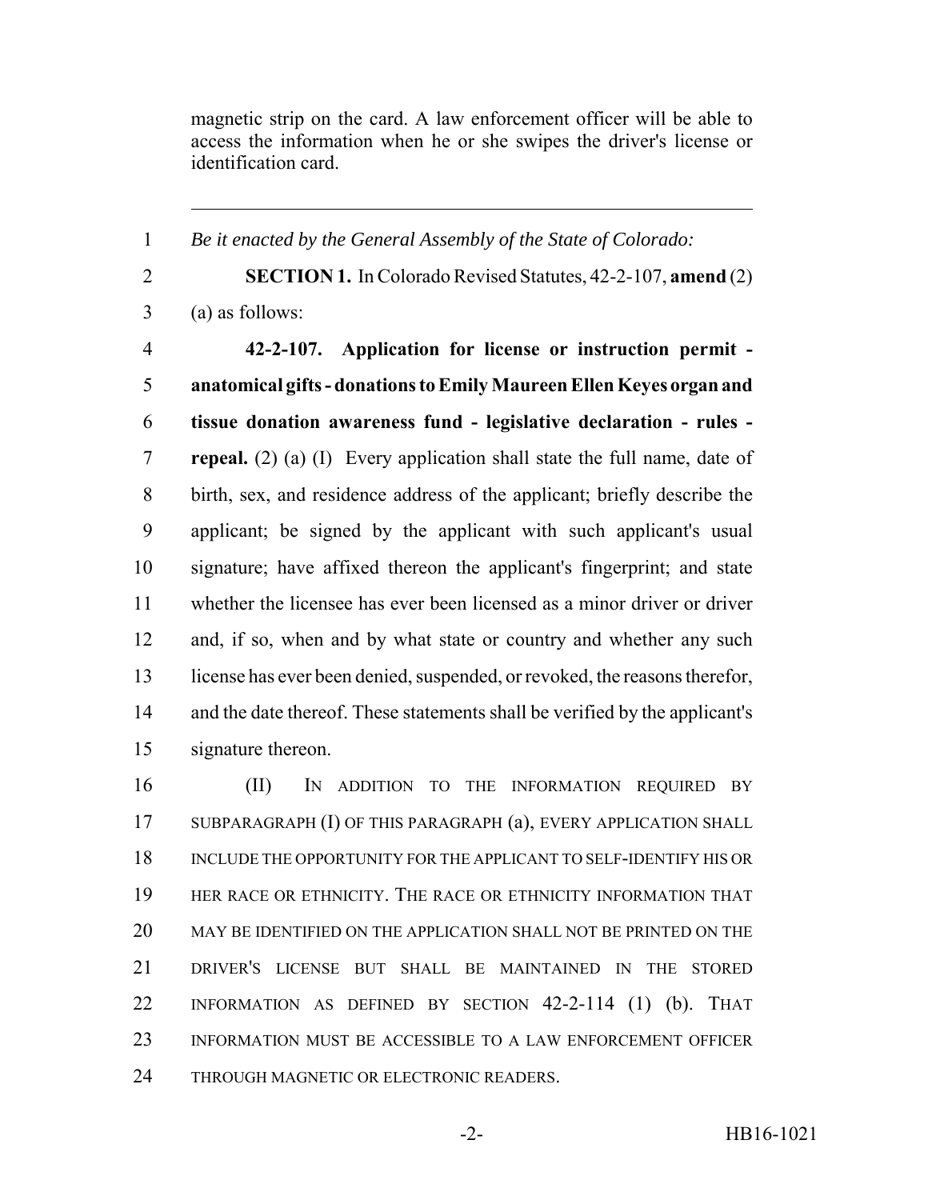magnetic strip on the card. A law enforcement officer will be able to access the information when he or she swipes the driver's license or identification card.

---

*Be it enacted by the General Assembly of the State of Colorado:*

**SECTION 1.** In Colorado Revised Statutes, 42-2-107, **amend** (2) (a) as follows:

**42-2-107. Application for license or instruction permit - anatomical gifts - donations to Emily Maureen Ellen Keyes organ and tissue donation awareness fund - legislative declaration - rules - repeal.** (2) (a) (I) Every application shall state the full name, date of birth, sex, and residence address of the applicant; briefly describe the applicant; be signed by the applicant with such applicant's usual signature; have affixed thereon the applicant's fingerprint; and state whether the licensee has ever been licensed as a minor driver or driver and, if so, when and by what state or country and whether any such license has ever been denied, suspended, or revoked, the reasons therefor, and the date thereof. These statements shall be verified by the applicant's signature thereon.

(II) IN ADDITION TO THE INFORMATION REQUIRED BY SUBPARAGRAPH (I) OF THIS PARAGRAPH (a), EVERY APPLICATION SHALL INCLUDE THE OPPORTUNITY FOR THE APPLICANT TO SELF-IDENTIFY HIS OR HER RACE OR ETHNICITY. THE RACE OR ETHNICITY INFORMATION THAT MAY BE IDENTIFIED ON THE APPLICATION SHALL NOT BE PRINTED ON THE DRIVER'S LICENSE BUT SHALL BE MAINTAINED IN THE STORED INFORMATION AS DEFINED BY SECTION 42-2-114 (1) (b). THAT INFORMATION MUST BE ACCESSIBLE TO A LAW ENFORCEMENT OFFICER THROUGH MAGNETIC OR ELECTRONIC READERS.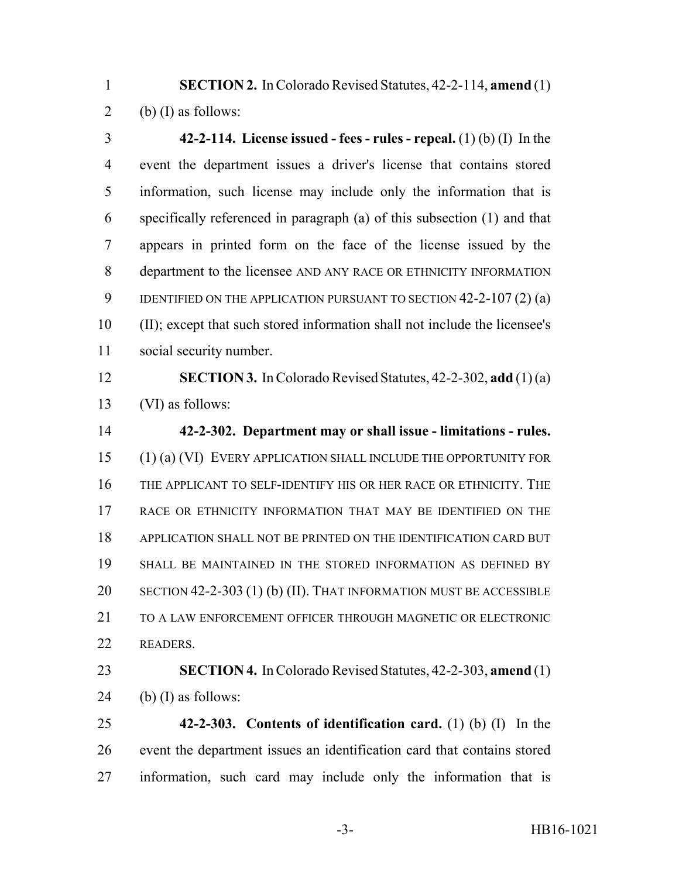**SECTION 2.** In Colorado Revised Statutes, 42-2-114, **amend** (1) (b) (I) as follows:

**42-2-114. License issued - fees - rules - repeal.** (1) (b) (I) In the event the department issues a driver's license that contains stored information, such license may include only the information that is specifically referenced in paragraph (a) of this subsection (1) and that appears in printed form on the face of the license issued by the department to the licensee AND ANY RACE OR ETHNICITY INFORMATION IDENTIFIED ON THE APPLICATION PURSUANT TO SECTION 42-2-107 (2) (a) (II); except that such stored information shall not include the licensee's social security number.

**SECTION 3.** In Colorado Revised Statutes, 42-2-302, **add** (1) (a) (VI) as follows:

**42-2-302. Department may or shall issue - limitations - rules.** (1) (a) (VI) EVERY APPLICATION SHALL INCLUDE THE OPPORTUNITY FOR THE APPLICANT TO SELF-IDENTIFY HIS OR HER RACE OR ETHNICITY. THE RACE OR ETHNICITY INFORMATION THAT MAY BE IDENTIFIED ON THE APPLICATION SHALL NOT BE PRINTED ON THE IDENTIFICATION CARD BUT SHALL BE MAINTAINED IN THE STORED INFORMATION AS DEFINED BY SECTION 42-2-303 (1) (b) (II). THAT INFORMATION MUST BE ACCESSIBLE TO A LAW ENFORCEMENT OFFICER THROUGH MAGNETIC OR ELECTRONIC READERS.

**SECTION 4.** In Colorado Revised Statutes, 42-2-303, **amend** (1) (b) (I) as follows:

**42-2-303. Contents of identification card.** (1) (b) (I) In the event the department issues an identification card that contains stored information, such card may include only the information that is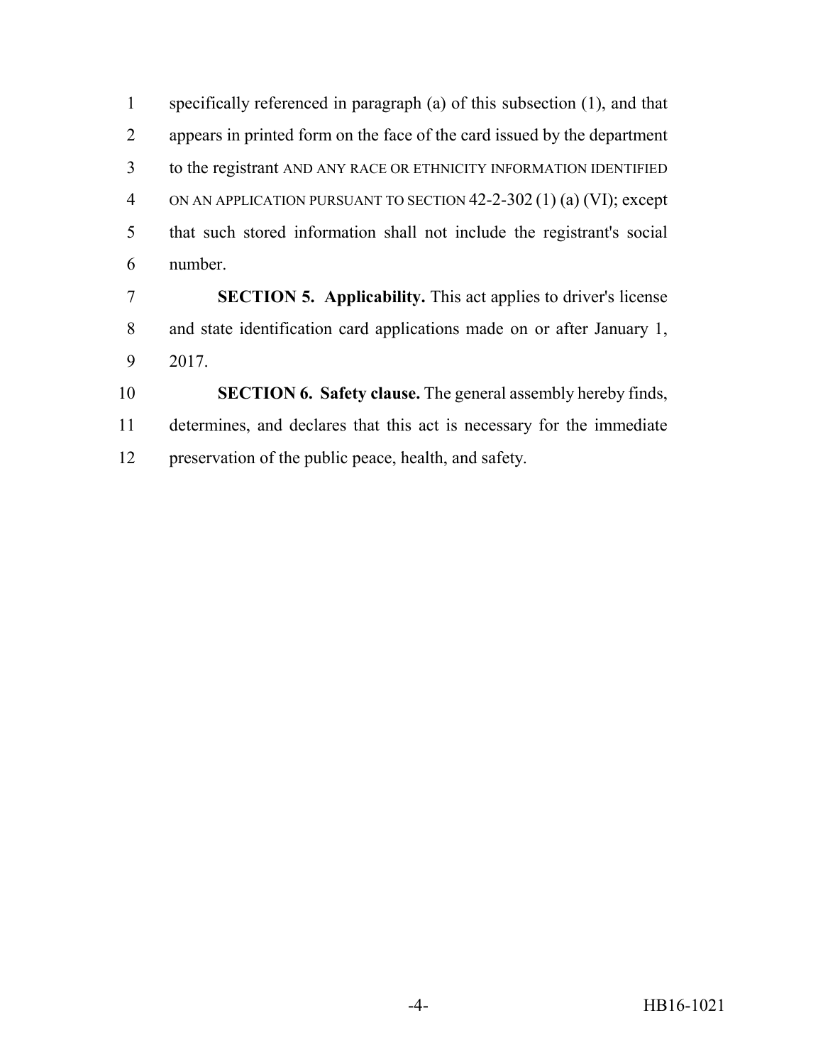specifically referenced in paragraph (a) of this subsection (1), and that appears in printed form on the face of the card issued by the department to the registrant AND ANY RACE OR ETHNICITY INFORMATION IDENTIFIED ON AN APPLICATION PURSUANT TO SECTION 42-2-302 (1) (a) (VI); except that such stored information shall not include the registrant's social number.

**SECTION 5. Applicability.** This act applies to driver's license and state identification card applications made on or after January 1, 2017.

**SECTION 6. Safety clause.** The general assembly hereby finds, determines, and declares that this act is necessary for the immediate preservation of the public peace, health, and safety.